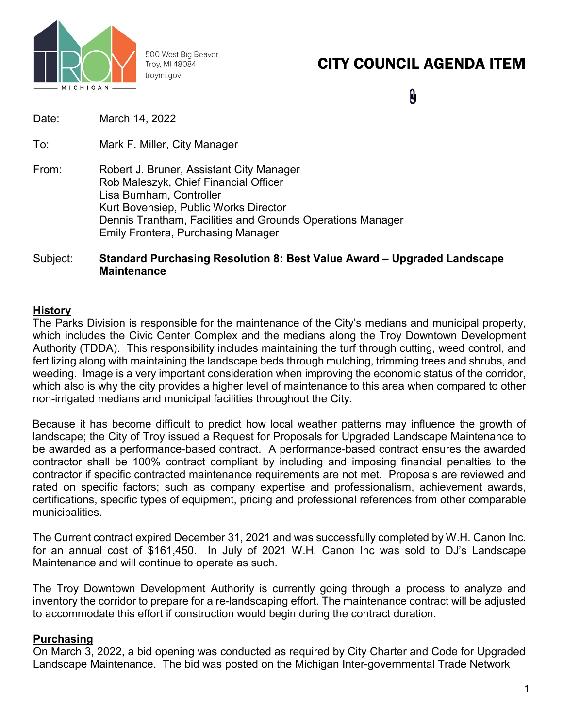500 West Big Beaver
Troy, MI 48084
troymi.gov

# CITY COUNCIL AGENDA ITEM

Date: March 14, 2022

To: Mark F. Miller, City Manager

From: Robert J. Bruner, Assistant City Manager
Rob Maleszyk, Chief Financial Officer
Lisa Burnham, Controller
Kurt Bovensiep, Public Works Director
Dennis Trantham, Facilities and Grounds Operations Manager
Emily Frontera, Purchasing Manager

Subject: **Standard Purchasing Resolution 8: Best Value Award – Upgraded Landscape Maintenance**

---

## History

The Parks Division is responsible for the maintenance of the City's medians and municipal property, which includes the Civic Center Complex and the medians along the Troy Downtown Development Authority (TDDA). This responsibility includes maintaining the turf through cutting, weed control, and fertilizing along with maintaining the landscape beds through mulching, trimming trees and shrubs, and weeding. Image is a very important consideration when improving the economic status of the corridor, which also is why the city provides a higher level of maintenance to this area when compared to other non-irrigated medians and municipal facilities throughout the City.

Because it has become difficult to predict how local weather patterns may influence the growth of landscape; the City of Troy issued a Request for Proposals for Upgraded Landscape Maintenance to be awarded as a performance-based contract. A performance-based contract ensures the awarded contractor shall be 100% contract compliant by including and imposing financial penalties to the contractor if specific contracted maintenance requirements are not met. Proposals are reviewed and rated on specific factors; such as company expertise and professionalism, achievement awards, certifications, specific types of equipment, pricing and professional references from other comparable municipalities.

The Current contract expired December 31, 2021 and was successfully completed by W.H. Canon Inc. for an annual cost of $161,450. In July of 2021 W.H. Canon Inc was sold to DJ's Landscape Maintenance and will continue to operate as such.

The Troy Downtown Development Authority is currently going through a process to analyze and inventory the corridor to prepare for a re-landscaping effort. The maintenance contract will be adjusted to accommodate this effort if construction would begin during the contract duration.

## Purchasing

On March 3, 2022, a bid opening was conducted as required by City Charter and Code for Upgraded Landscape Maintenance. The bid was posted on the Michigan Inter-governmental Trade Network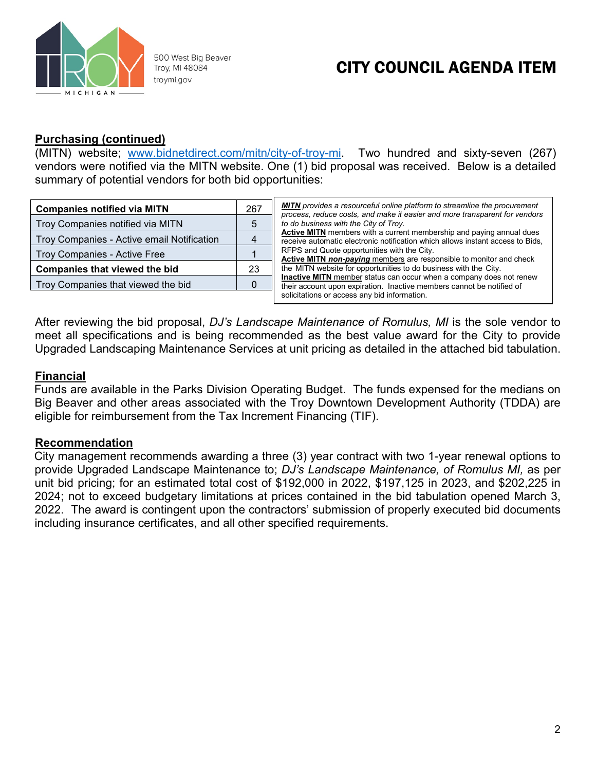# CITY COUNCIL AGENDA ITEM

500 West Big Beaver
Troy, MI 48084
troymi.gov

## Purchasing (continued)

(MITN) website; www.bidnetdirect.com/mitn/city-of-troy-mi. Two hundred and sixty-seven (267) vendors were notified via the MITN website. One (1) bid proposal was received. Below is a detailed summary of potential vendors for both bid opportunities:

| **Companies notified via MITN** | 267 |
|---|---|
| Troy Companies notified via MITN | 5 |
| Troy Companies - Active email Notification | 4 |
| Troy Companies - Active Free | 1 |
| **Companies that viewed the bid** | 23 |
| Troy Companies that viewed the bid | 0 |

***MITN*** *provides a resourceful online platform to streamline the procurement process, reduce costs, and make it easier and more transparent for vendors to do business with the City of Troy.*
**Active MITN** members with a current membership and paying annual dues receive automatic electronic notification which allows instant access to Bids, RFPS and Quote opportunities with the City.
**Active MITN** ***non-paying*** members are responsible to monitor and check the MITN website for opportunities to do business with the City.
**Inactive MITN** member status can occur when a company does not renew their account upon expiration. Inactive members cannot be notified of solicitations or access any bid information.

After reviewing the bid proposal, *DJ's Landscape Maintenance of Romulus, MI* is the sole vendor to meet all specifications and is being recommended as the best value award for the City to provide Upgraded Landscaping Maintenance Services at unit pricing as detailed in the attached bid tabulation.

## Financial

Funds are available in the Parks Division Operating Budget. The funds expensed for the medians on Big Beaver and other areas associated with the Troy Downtown Development Authority (TDDA) are eligible for reimbursement from the Tax Increment Financing (TIF).

## Recommendation

City management recommends awarding a three (3) year contract with two 1-year renewal options to provide Upgraded Landscape Maintenance to; *DJ's Landscape Maintenance, of Romulus MI,* as per unit bid pricing; for an estimated total cost of $192,000 in 2022, $197,125 in 2023, and $202,225 in 2024; not to exceed budgetary limitations at prices contained in the bid tabulation opened March 3, 2022. The award is contingent upon the contractors' submission of properly executed bid documents including insurance certificates, and all other specified requirements.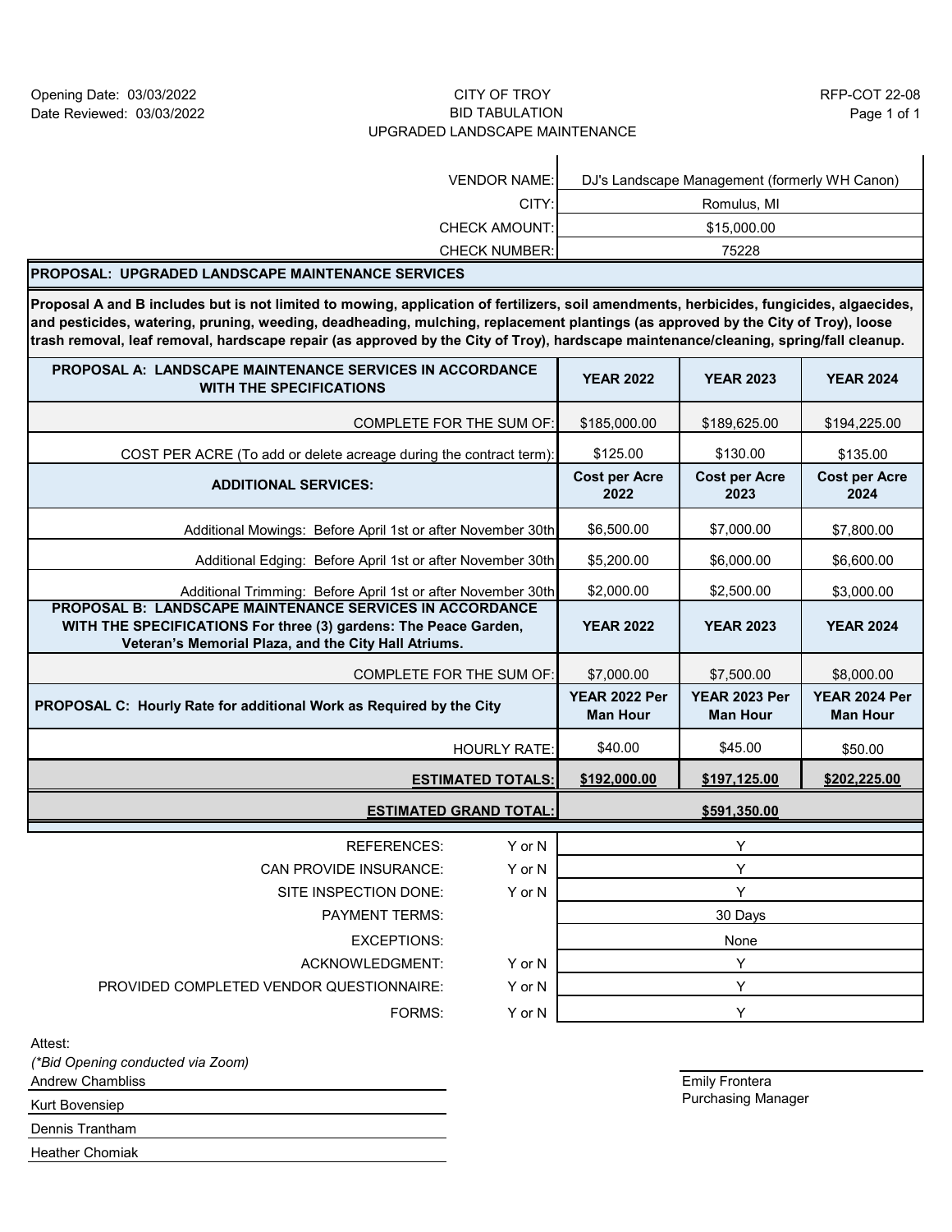Opening Date: 03/03/2022
Date Reviewed: 03/03/2022

CITY OF TROY
BID TABULATION
UPGRADED LANDSCAPE MAINTENANCE

RFP-COT 22-08

| | | | |
|---|---|---|---|
| VENDOR NAME: | DJ's Landscape Management (formerly WH Canon) | | |
| CITY: | Romulus, MI | | |
| CHECK AMOUNT: | $15,000.00 | | |
| CHECK NUMBER: | 75228 | | |
| **PROPOSAL: UPGRADED LANDSCAPE MAINTENANCE SERVICES** | | | |
| **Proposal A and B includes but is not limited to mowing, application of fertilizers, soil amendments, herbicides, fungicides, algaecides, and pesticides, watering, pruning, weeding, deadheading, mulching, replacement plantings (as approved by the City of Troy), loose trash removal, leaf removal, hardscape repair (as approved by the City of Troy), hardscape maintenance/cleaning, spring/fall cleanup.** | | | |
| **PROPOSAL A: LANDSCAPE MAINTENANCE SERVICES IN ACCORDANCE WITH THE SPECIFICATIONS** | **YEAR 2022** | **YEAR 2023** | **YEAR 2024** |
| COMPLETE FOR THE SUM OF: | $185,000.00 | $189,625.00 | $194,225.00 |
| COST PER ACRE (To add or delete acreage during the contract term): | $125.00 | $130.00 | $135.00 |
| **ADDITIONAL SERVICES:** | **Cost per Acre 2022** | **Cost per Acre 2023** | **Cost per Acre 2024** |
| Additional Mowings: Before April 1st or after November 30th | $6,500.00 | $7,000.00 | $7,800.00 |
| Additional Edging: Before April 1st or after November 30th | $5,200.00 | $6,000.00 | $6,600.00 |
| Additional Trimming: Before April 1st or after November 30th | $2,000.00 | $2,500.00 | $3,000.00 |
| **PROPOSAL B: LANDSCAPE MAINTENANCE SERVICES IN ACCORDANCE WITH THE SPECIFICATIONS For three (3) gardens: The Peace Garden, Veteran's Memorial Plaza, and the City Hall Atriums.** | **YEAR 2022** | **YEAR 2023** | **YEAR 2024** |
| COMPLETE FOR THE SUM OF: | $7,000.00 | $7,500.00 | $8,000.00 |
| **PROPOSAL C: Hourly Rate for additional Work as Required by the City** | **YEAR 2022 Per Man Hour** | **YEAR 2023 Per Man Hour** | **YEAR 2024 Per Man Hour** |
| HOURLY RATE: | $40.00 | $45.00 | $50.00 |
| **ESTIMATED TOTALS:** | **$192,000.00** | **$197,125.00** | **$202,225.00** |
| **ESTIMATED GRAND TOTAL:** | **$591,350.00** | | |

| | | |
|---|---|---|
| REFERENCES: | Y or N | Y |
| CAN PROVIDE INSURANCE: | Y or N | Y |
| SITE INSPECTION DONE: | Y or N | Y |
| PAYMENT TERMS: | | 30 Days |
| EXCEPTIONS: | | None |
| ACKNOWLEDGMENT: | Y or N | Y |
| PROVIDED COMPLETED VENDOR QUESTIONNAIRE: | Y or N | Y |
| FORMS: | Y or N | Y |

Attest:
*(\*Bid Opening conducted via Zoom)*

Andrew Chambliss

Kurt Bovensiep

Dennis Trantham

Heather Chomiak

Emily Frontera
Purchasing Manager